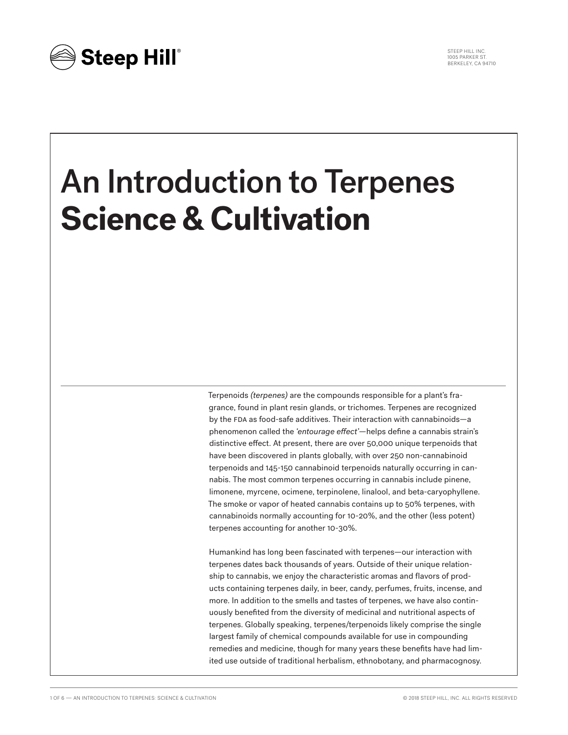Steep Hill®

STEEP HILL INC.
1005 PARKER ST.
BERKELEY, CA 94710

# An Introduction to Terpenes **Science & Cultivation**

Terpenoids *(terpenes)* are the compounds responsible for a plant's fragrance, found in plant resin glands, or trichomes. Terpenes are recognized by the FDA as food-safe additives. Their interaction with cannabinoids—a phenomenon called the *'entourage effect'*—helps define a cannabis strain's distinctive effect. At present, there are over 50,000 unique terpenoids that have been discovered in plants globally, with over 250 non-cannabinoid terpenoids and 145-150 cannabinoid terpenoids naturally occurring in cannabis. The most common terpenes occurring in cannabis include pinene, limonene, myrcene, ocimene, terpinolene, linalool, and beta-caryophyllene. The smoke or vapor of heated cannabis contains up to 50% terpenes, with cannabinoids normally accounting for 10-20%, and the other (less potent) terpenes accounting for another 10-30%.

Humankind has long been fascinated with terpenes—our interaction with terpenes dates back thousands of years. Outside of their unique relationship to cannabis, we enjoy the characteristic aromas and flavors of products containing terpenes daily, in beer, candy, perfumes, fruits, incense, and more. In addition to the smells and tastes of terpenes, we have also continuously benefited from the diversity of medicinal and nutritional aspects of terpenes. Globally speaking, terpenes/terpenoids likely comprise the single largest family of chemical compounds available for use in compounding remedies and medicine, though for many years these benefits have had limited use outside of traditional herbalism, ethnobotany, and pharmacognosy.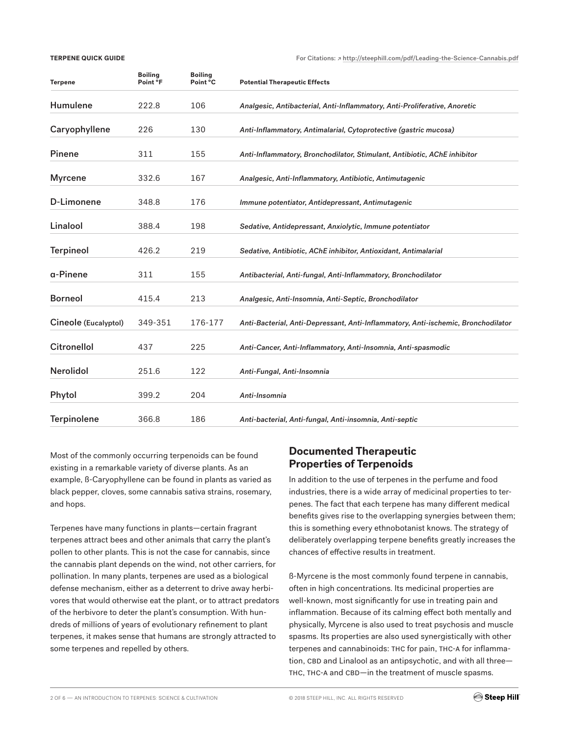**TERPENE QUICK GUIDE**

For Citations: ↗ http://steephill.com/pdf/Leading-the-Science-Cannabis.pdf

| Terpene | Boiling Point °F | Boiling Point °C | Potential Therapeutic Effects |
|---|---|---|---|
| Humulene | 222.8 | 106 | *Analgesic, Antibacterial, Anti-Inflammatory, Anti-Proliferative, Anoretic* |
| Caryophyllene | 226 | 130 | *Anti-Inflammatory, Antimalarial, Cytoprotective (gastric mucosa)* |
| Pinene | 311 | 155 | *Anti-Inflammatory, Bronchodilator, Stimulant, Antibiotic, AChE inhibitor* |
| Myrcene | 332.6 | 167 | *Analgesic, Anti-Inflammatory, Antibiotic, Antimutagenic* |
| D-Limonene | 348.8 | 176 | *Immune potentiator, Antidepressant, Antimutagenic* |
| Linalool | 388.4 | 198 | *Sedative, Antidepressant, Anxiolytic, Immune potentiator* |
| Terpineol | 426.2 | 219 | *Sedative, Antibiotic, AChE inhibitor, Antioxidant, Antimalarial* |
| α-Pinene | 311 | 155 | *Antibacterial, Anti-fungal, Anti-Inflammatory, Bronchodilator* |
| Borneol | 415.4 | 213 | *Analgesic, Anti-Insomnia, Anti-Septic, Bronchodilator* |
| Cineole (Eucalyptol) | 349-351 | 176-177 | *Anti-Bacterial, Anti-Depressant, Anti-Inflammatory, Anti-ischemic, Bronchodilator* |
| Citronellol | 437 | 225 | *Anti-Cancer, Anti-Inflammatory, Anti-Insomnia, Anti-spasmodic* |
| Nerolidol | 251.6 | 122 | *Anti-Fungal, Anti-Insomnia* |
| Phytol | 399.2 | 204 | *Anti-Insomnia* |
| Terpinolene | 366.8 | 186 | *Anti-bacterial, Anti-fungal, Anti-insomnia, Anti-septic* |

Most of the commonly occurring terpenoids can be found existing in a remarkable variety of diverse plants. As an example, ß-Caryophyllene can be found in plants as varied as black pepper, cloves, some cannabis sativa strains, rosemary, and hops.

Terpenes have many functions in plants—certain fragrant terpenes attract bees and other animals that carry the plant's pollen to other plants. This is not the case for cannabis, since the cannabis plant depends on the wind, not other carriers, for pollination. In many plants, terpenes are used as a biological defense mechanism, either as a deterrent to drive away herbivores that would otherwise eat the plant, or to attract predators of the herbivore to deter the plant's consumption. With hundreds of millions of years of evolutionary refinement to plant terpenes, it makes sense that humans are strongly attracted to some terpenes and repelled by others.

## Documented Therapeutic Properties of Terpenoids

In addition to the use of terpenes in the perfume and food industries, there is a wide array of medicinal properties to terpenes. The fact that each terpene has many different medical benefits gives rise to the overlapping synergies between them; this is something every ethnobotanist knows. The strategy of deliberately overlapping terpene benefits greatly increases the chances of effective results in treatment.

ß-Myrcene is the most commonly found terpene in cannabis, often in high concentrations. Its medicinal properties are well-known, most significantly for use in treating pain and inflammation. Because of its calming effect both mentally and physically, Myrcene is also used to treat psychosis and muscle spasms. Its properties are also used synergistically with other terpenes and cannabinoids: THC for pain, THC-A for inflammation, CBD and Linalool as an antipsychotic, and with all three—THC, THC-A and CBD—in the treatment of muscle spasms.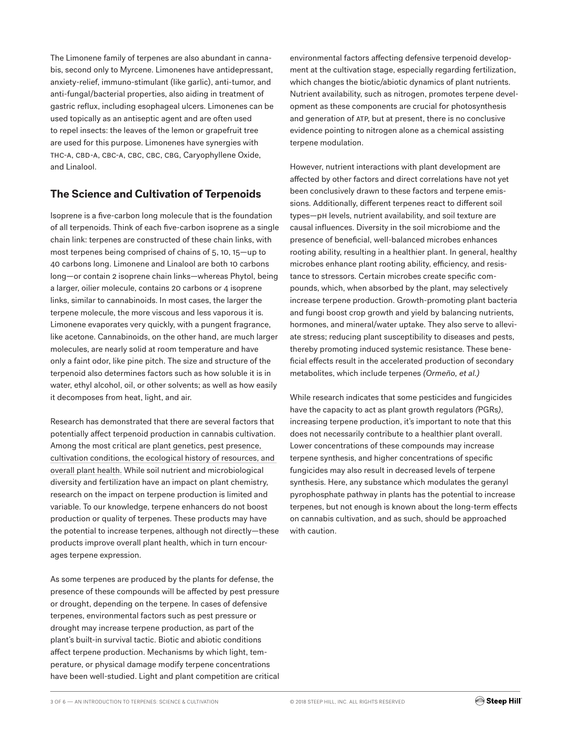The Limonene family of terpenes are also abundant in cannabis, second only to Myrcene. Limonenes have antidepressant, anxiety-relief, immuno-stimulant (like garlic), anti-tumor, and anti-fungal/bacterial properties, also aiding in treatment of gastric reflux, including esophageal ulcers. Limonenes can be used topically as an antiseptic agent and are often used to repel insects: the leaves of the lemon or grapefruit tree are used for this purpose. Limonenes have synergies with THC-A, CBD-A, CBC-A, CBC, CBC, CBG, Caryophyllene Oxide, and Linalool.

## The Science and Cultivation of Terpenoids

Isoprene is a five-carbon long molecule that is the foundation of all terpenoids. Think of each five-carbon isoprene as a single chain link: terpenes are constructed of these chain links, with most terpenes being comprised of chains of 5, 10, 15—up to 40 carbons long. Limonene and Linalool are both 10 carbons long—or contain 2 isoprene chain links—whereas Phytol, being a larger, oilier molecule, contains 20 carbons or 4 isoprene links, similar to cannabinoids. In most cases, the larger the terpene molecule, the more viscous and less vaporous it is. Limonene evaporates very quickly, with a pungent fragrance, like acetone. Cannabinoids, on the other hand, are much larger molecules, are nearly solid at room temperature and have only a faint odor, like pine pitch. The size and structure of the terpenoid also determines factors such as how soluble it is in water, ethyl alcohol, oil, or other solvents; as well as how easily it decomposes from heat, light, and air.

Research has demonstrated that there are several factors that potentially affect terpenoid production in cannabis cultivation. Among the most critical are plant genetics, pest presence, cultivation conditions, the ecological history of resources, and overall plant health. While soil nutrient and microbiological diversity and fertilization have an impact on plant chemistry, research on the impact on terpene production is limited and variable. To our knowledge, terpene enhancers do not boost production or quality of terpenes. These products may have the potential to increase terpenes, although not directly—these products improve overall plant health, which in turn encourages terpene expression.

As some terpenes are produced by the plants for defense, the presence of these compounds will be affected by pest pressure or drought, depending on the terpene. In cases of defensive terpenes, environmental factors such as pest pressure or drought may increase terpene production, as part of the plant's built-in survival tactic. Biotic and abiotic conditions affect terpene production. Mechanisms by which light, temperature, or physical damage modify terpene concentrations have been well-studied. Light and plant competition are critical environmental factors affecting defensive terpenoid development at the cultivation stage, especially regarding fertilization, which changes the biotic/abiotic dynamics of plant nutrients. Nutrient availability, such as nitrogen, promotes terpene development as these components are crucial for photosynthesis and generation of ATP, but at present, there is no conclusive evidence pointing to nitrogen alone as a chemical assisting terpene modulation.

However, nutrient interactions with plant development are affected by other factors and direct correlations have not yet been conclusively drawn to these factors and terpene emissions. Additionally, different terpenes react to different soil types—pH levels, nutrient availability, and soil texture are causal influences. Diversity in the soil microbiome and the presence of beneficial, well-balanced microbes enhances rooting ability, resulting in a healthier plant. In general, healthy microbes enhance plant rooting ability, efficiency, and resistance to stressors. Certain microbes create specific compounds, which, when absorbed by the plant, may selectively increase terpene production. Growth-promoting plant bacteria and fungi boost crop growth and yield by balancing nutrients, hormones, and mineral/water uptake. They also serve to alleviate stress; reducing plant susceptibility to diseases and pests, thereby promoting induced systemic resistance. These beneficial effects result in the accelerated production of secondary metabolites, which include terpenes *(Ormeño, et al.)*

While research indicates that some pesticides and fungicides have the capacity to act as plant growth regulators *(*PGRs*)*, increasing terpene production, it's important to note that this does not necessarily contribute to a healthier plant overall. Lower concentrations of these compounds may increase terpene synthesis, and higher concentrations of specific fungicides may also result in decreased levels of terpene synthesis. Here, any substance which modulates the geranyl pyrophosphate pathway in plants has the potential to increase terpenes, but not enough is known about the long-term effects on cannabis cultivation, and as such, should be approached with caution.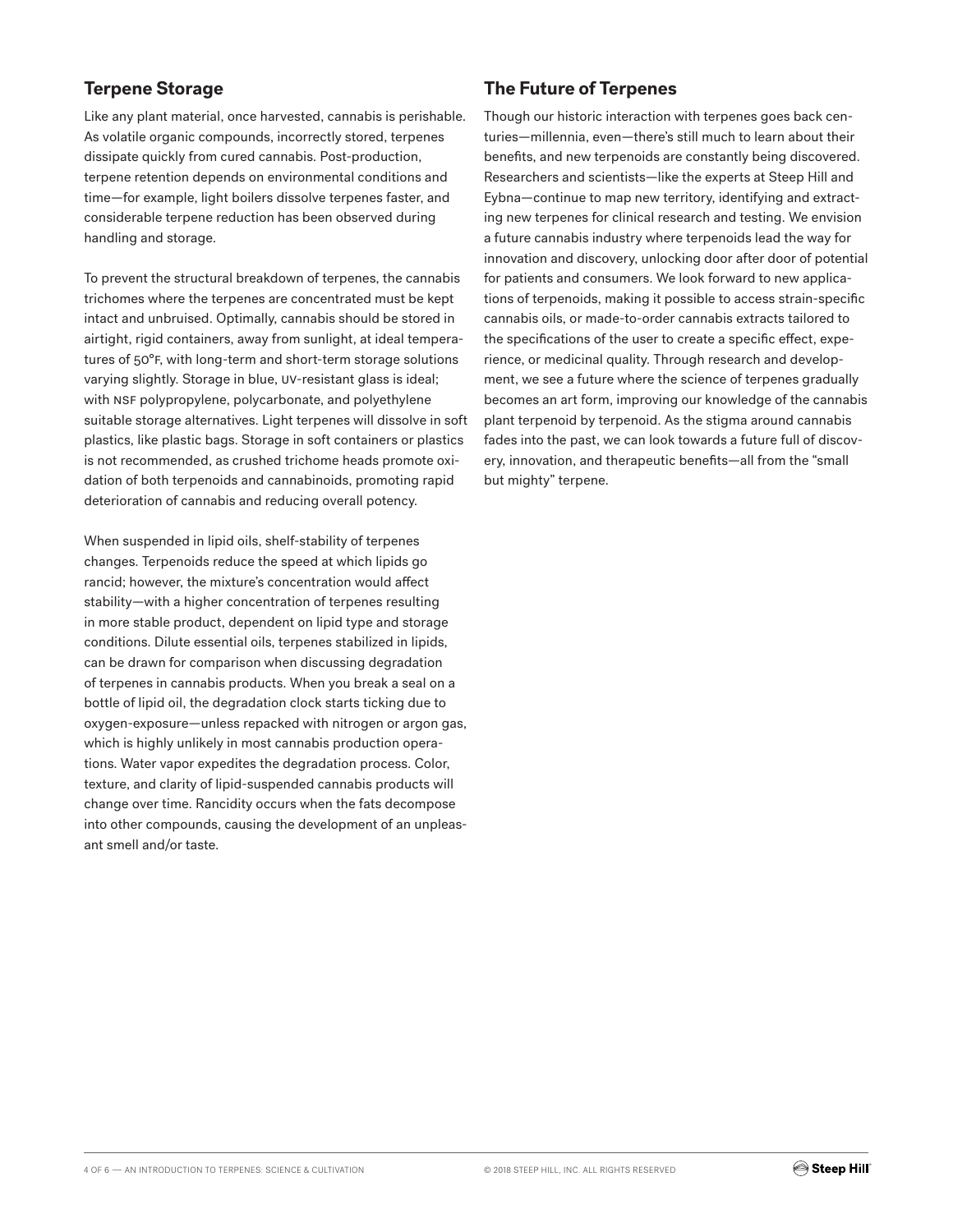## Terpene Storage

Like any plant material, once harvested, cannabis is perishable. As volatile organic compounds, incorrectly stored, terpenes dissipate quickly from cured cannabis. Post-production, terpene retention depends on environmental conditions and time—for example, light boilers dissolve terpenes faster, and considerable terpene reduction has been observed during handling and storage.

To prevent the structural breakdown of terpenes, the cannabis trichomes where the terpenes are concentrated must be kept intact and unbruised. Optimally, cannabis should be stored in airtight, rigid containers, away from sunlight, at ideal temperatures of 50°F, with long-term and short-term storage solutions varying slightly. Storage in blue, UV-resistant glass is ideal; with NSF polypropylene, polycarbonate, and polyethylene suitable storage alternatives. Light terpenes will dissolve in soft plastics, like plastic bags. Storage in soft containers or plastics is not recommended, as crushed trichome heads promote oxidation of both terpenoids and cannabinoids, promoting rapid deterioration of cannabis and reducing overall potency.

When suspended in lipid oils, shelf-stability of terpenes changes. Terpenoids reduce the speed at which lipids go rancid; however, the mixture's concentration would affect stability—with a higher concentration of terpenes resulting in more stable product, dependent on lipid type and storage conditions. Dilute essential oils, terpenes stabilized in lipids, can be drawn for comparison when discussing degradation of terpenes in cannabis products. When you break a seal on a bottle of lipid oil, the degradation clock starts ticking due to oxygen-exposure—unless repacked with nitrogen or argon gas, which is highly unlikely in most cannabis production operations. Water vapor expedites the degradation process. Color, texture, and clarity of lipid-suspended cannabis products will change over time. Rancidity occurs when the fats decompose into other compounds, causing the development of an unpleasant smell and/or taste.

## The Future of Terpenes

Though our historic interaction with terpenes goes back centuries—millennia, even—there's still much to learn about their benefits, and new terpenoids are constantly being discovered. Researchers and scientists—like the experts at Steep Hill and Eybna—continue to map new territory, identifying and extracting new terpenes for clinical research and testing. We envision a future cannabis industry where terpenoids lead the way for innovation and discovery, unlocking door after door of potential for patients and consumers. We look forward to new applications of terpenoids, making it possible to access strain-specific cannabis oils, or made-to-order cannabis extracts tailored to the specifications of the user to create a specific effect, experience, or medicinal quality. Through research and development, we see a future where the science of terpenes gradually becomes an art form, improving our knowledge of the cannabis plant terpenoid by terpenoid. As the stigma around cannabis fades into the past, we can look towards a future full of discovery, innovation, and therapeutic benefits—all from the "small but mighty" terpene.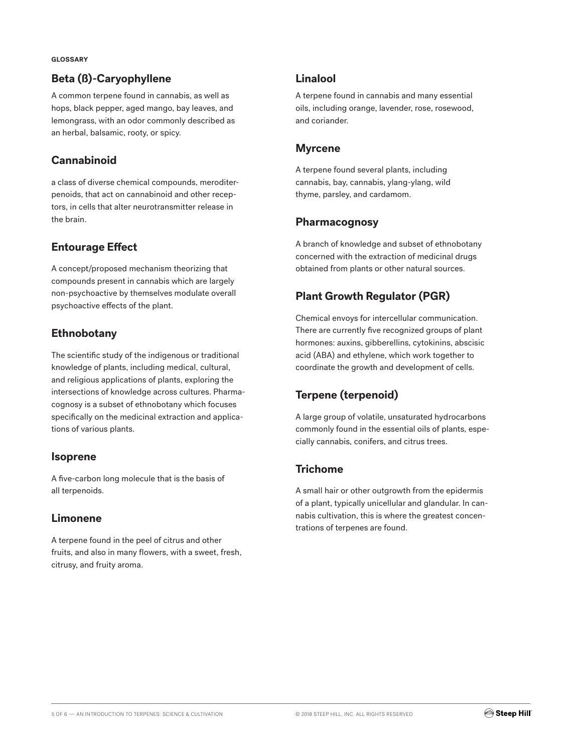**GLOSSARY**

## Beta (ß)-Caryophyllene

A common terpene found in cannabis, as well as hops, black pepper, aged mango, bay leaves, and lemongrass, with an odor commonly described as an herbal, balsamic, rooty, or spicy.

## Cannabinoid

a class of diverse chemical compounds, meroditerpenoids, that act on cannabinoid and other receptors, in cells that alter neurotransmitter release in the brain.

## Entourage Effect

A concept/proposed mechanism theorizing that compounds present in cannabis which are largely non-psychoactive by themselves modulate overall psychoactive effects of the plant.

## Ethnobotany

The scientific study of the indigenous or traditional knowledge of plants, including medical, cultural, and religious applications of plants, exploring the intersections of knowledge across cultures. Pharmacognosy is a subset of ethnobotany which focuses specifically on the medicinal extraction and applications of various plants.

## Isoprene

A five-carbon long molecule that is the basis of all terpenoids.

## Limonene

A terpene found in the peel of citrus and other fruits, and also in many flowers, with a sweet, fresh, citrusy, and fruity aroma.

## Linalool

A terpene found in cannabis and many essential oils, including orange, lavender, rose, rosewood, and coriander.

## Myrcene

A terpene found several plants, including cannabis, bay, cannabis, ylang-ylang, wild thyme, parsley, and cardamom.

## Pharmacognosy

A branch of knowledge and subset of ethnobotany concerned with the extraction of medicinal drugs obtained from plants or other natural sources.

## Plant Growth Regulator (PGR)

Chemical envoys for intercellular communication. There are currently five recognized groups of plant hormones: auxins, gibberellins, cytokinins, abscisic acid (ABA) and ethylene, which work together to coordinate the growth and development of cells.

## Terpene (terpenoid)

A large group of volatile, unsaturated hydrocarbons commonly found in the essential oils of plants, especially cannabis, conifers, and citrus trees.

## Trichome

A small hair or other outgrowth from the epidermis of a plant, typically unicellular and glandular. In cannabis cultivation, this is where the greatest concentrations of terpenes are found.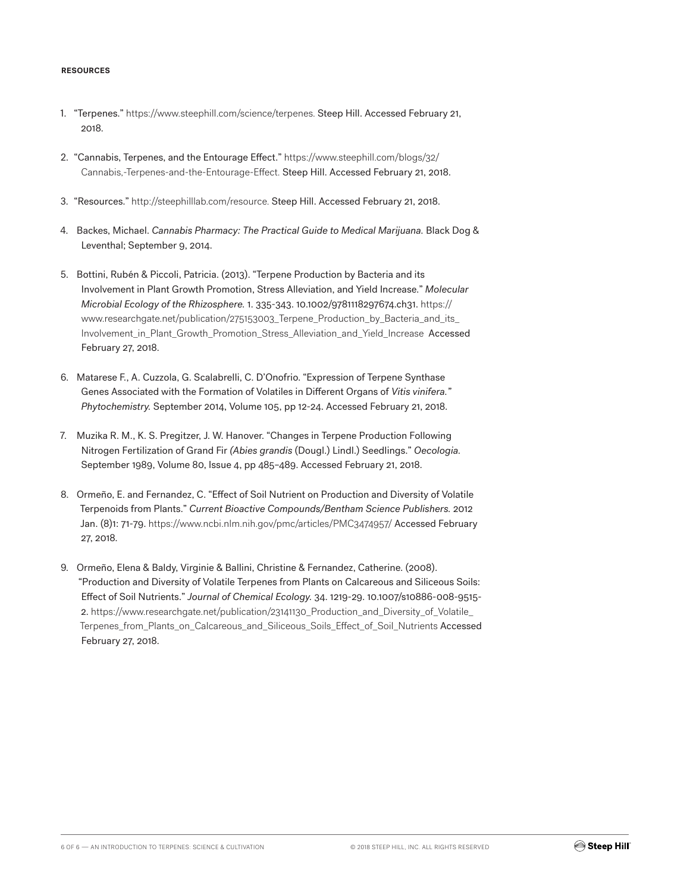**RESOURCES**

1. "Terpenes." https://www.steephill.com/science/terpenes. Steep Hill. Accessed February 21, 2018.

2. "Cannabis, Terpenes, and the Entourage Effect." https://www.steephill.com/blogs/32/Cannabis,-Terpenes-and-the-Entourage-Effect. Steep Hill. Accessed February 21, 2018.

3. "Resources." http://steephilllab.com/resource. Steep Hill. Accessed February 21, 2018.

4. Backes, Michael. *Cannabis Pharmacy: The Practical Guide to Medical Marijuana.* Black Dog & Leventhal; September 9, 2014.

5. Bottini, Rubén & Piccoli, Patricia. (2013). "Terpene Production by Bacteria and its Involvement in Plant Growth Promotion, Stress Alleviation, and Yield Increase." *Molecular Microbial Ecology of the Rhizosphere.* 1. 335-343. 10.1002/9781118297674.ch31. https://www.researchgate.net/publication/275153003_Terpene_Production_by_Bacteria_and_its_Involvement_in_Plant_Growth_Promotion_Stress_Alleviation_and_Yield_Increase Accessed February 27, 2018.

6. Matarese F., A. Cuzzola, G. Scalabrelli, C. D'Onofrio. "Expression of Terpene Synthase Genes Associated with the Formation of Volatiles in Different Organs of *Vitis vinifera.*" *Phytochemistry.* September 2014, Volume 105, pp 12-24. Accessed February 21, 2018.

7. Muzika R. M., K. S. Pregitzer, J. W. Hanover. "Changes in Terpene Production Following Nitrogen Fertilization of Grand Fir *(Abies grandis* (Dougl.) Lindl.) Seedlings." *Oecologia.* September 1989, Volume 80, Issue 4, pp 485–489. Accessed February 21, 2018.

8. Ormeño, E. and Fernandez, C. "Effect of Soil Nutrient on Production and Diversity of Volatile Terpenoids from Plants." *Current Bioactive Compounds/Bentham Science Publishers.* 2012 Jan. (8)1: 71-79. https://www.ncbi.nlm.nih.gov/pmc/articles/PMC3474957/ Accessed February 27, 2018.

9. Ormeño, Elena & Baldy, Virginie & Ballini, Christine & Fernandez, Catherine. (2008). "Production and Diversity of Volatile Terpenes from Plants on Calcareous and Siliceous Soils: Effect of Soil Nutrients." *Journal of Chemical Ecology.* 34. 1219-29. 10.1007/s10886-008-9515-2. https://www.researchgate.net/publication/23141130_Production_and_Diversity_of_Volatile_Terpenes_from_Plants_on_Calcareous_and_Siliceous_Soils_Effect_of_Soil_Nutrients Accessed February 27, 2018.

© 2018 STEEP HILL, INC. ALL RIGHTS RESERVED